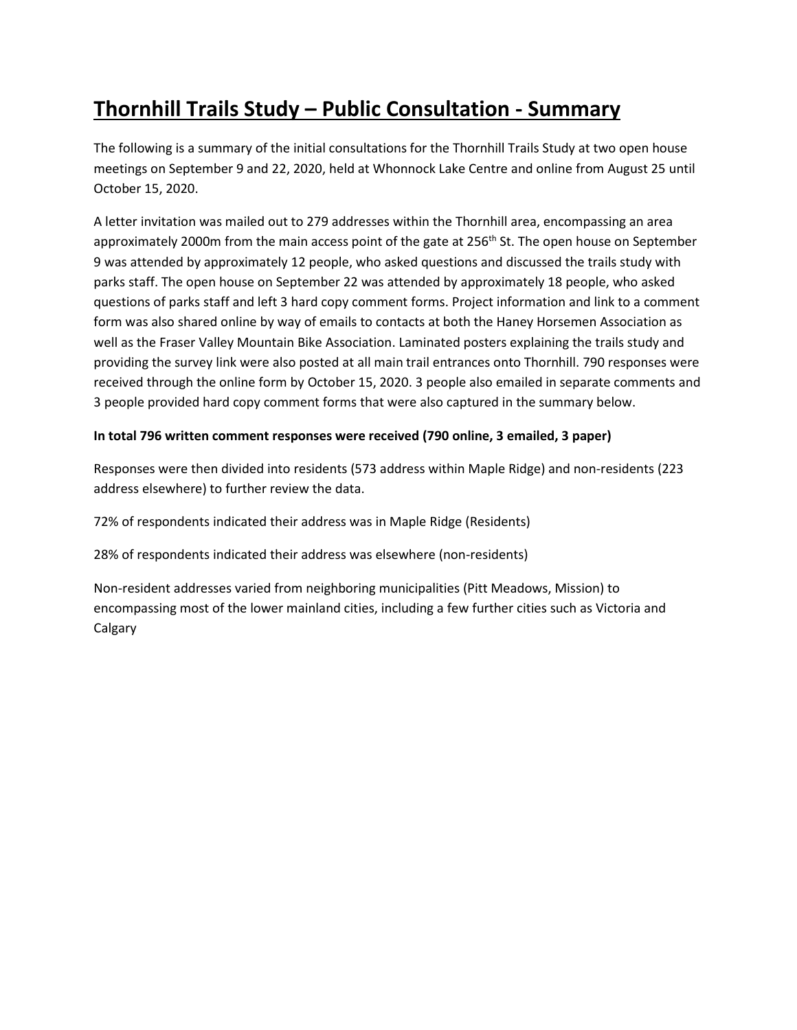# Thornhill Trails Study – Public Consultation - Summary

The following is a summary of the initial consultations for the Thornhill Trails Study at two open house meetings on September 9 and 22, 2020, held at Whonnock Lake Centre and online from August 25 until October 15, 2020.

A letter invitation was mailed out to 279 addresses within the Thornhill area, encompassing an area approximately 2000m from the main access point of the gate at 256th St. The open house on September 9 was attended by approximately 12 people, who asked questions and discussed the trails study with parks staff. The open house on September 22 was attended by approximately 18 people, who asked questions of parks staff and left 3 hard copy comment forms. Project information and link to a comment form was also shared online by way of emails to contacts at both the Haney Horsemen Association as well as the Fraser Valley Mountain Bike Association. Laminated posters explaining the trails study and providing the survey link were also posted at all main trail entrances onto Thornhill. 790 responses were received through the online form by October 15, 2020. 3 people also emailed in separate comments and 3 people provided hard copy comment forms that were also captured in the summary below.

**In total 796 written comment responses were received (790 online, 3 emailed, 3 paper)**

Responses were then divided into residents (573 address within Maple Ridge) and non-residents (223 address elsewhere) to further review the data.

72% of respondents indicated their address was in Maple Ridge (Residents)

28% of respondents indicated their address was elsewhere (non-residents)

Non-resident addresses varied from neighboring municipalities (Pitt Meadows, Mission) to encompassing most of the lower mainland cities, including a few further cities such as Victoria and Calgary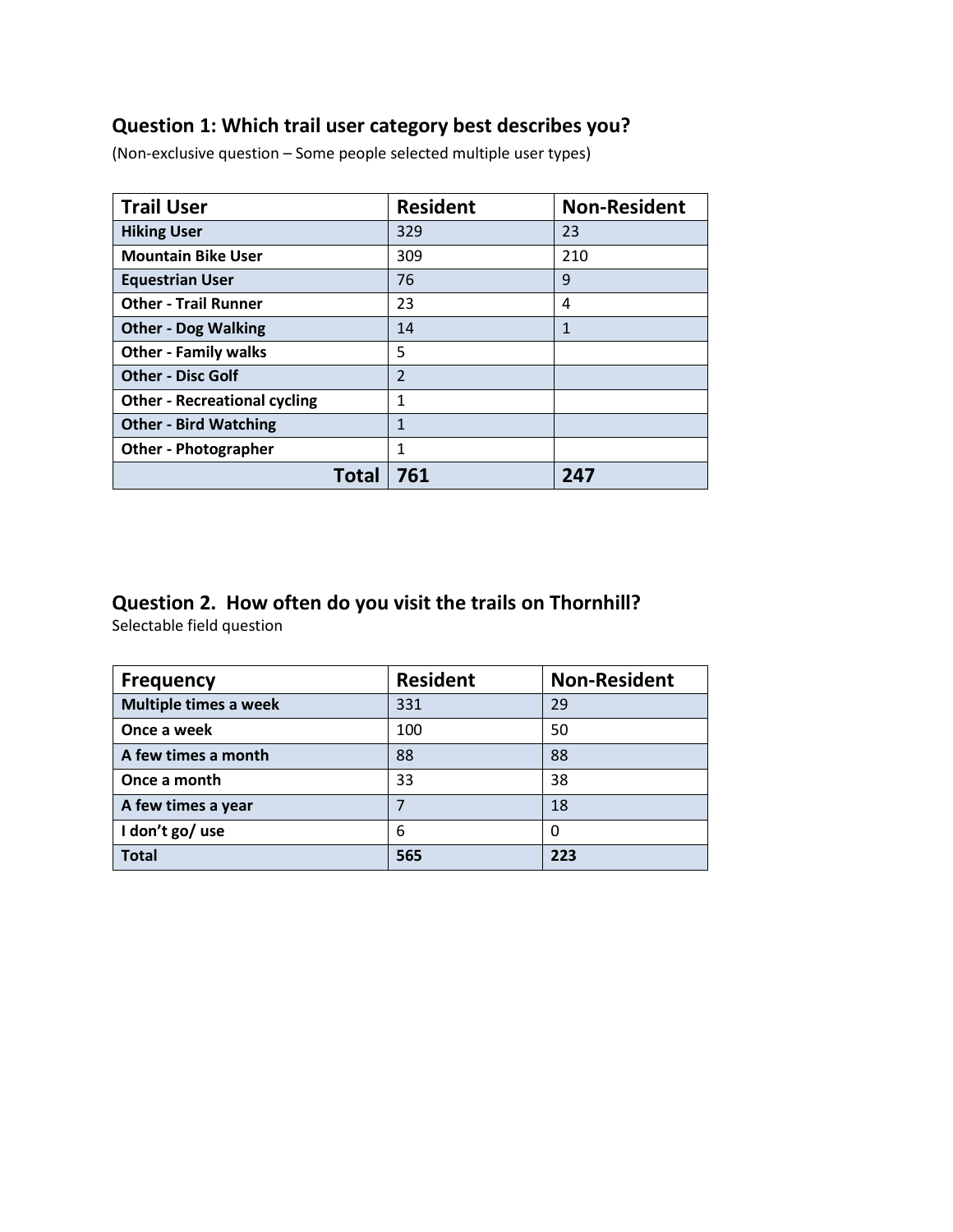## Question 1: Which trail user category best describes you?

(Non-exclusive question – Some people selected multiple user types)

| Trail User | Resident | Non-Resident |
|---|---|---|
| **Hiking User** | 329 | 23 |
| **Mountain Bike User** | 309 | 210 |
| **Equestrian User** | 76 | 9 |
| **Other - Trail Runner** | 23 | 4 |
| **Other - Dog Walking** | 14 | 1 |
| **Other - Family walks** | 5 | |
| **Other - Disc Golf** | 2 | |
| **Other - Recreational cycling** | 1 | |
| **Other - Bird Watching** | 1 | |
| **Other - Photographer** | 1 | |
| **Total** | **761** | **247** |

## Question 2. How often do you visit the trails on Thornhill?

Selectable field question

| Frequency | Resident | Non-Resident |
|---|---|---|
| **Multiple times a week** | 331 | 29 |
| **Once a week** | 100 | 50 |
| **A few times a month** | 88 | 88 |
| **Once a month** | 33 | 38 |
| **A few times a year** | 7 | 18 |
| **I don't go/ use** | 6 | 0 |
| **Total** | **565** | **223** |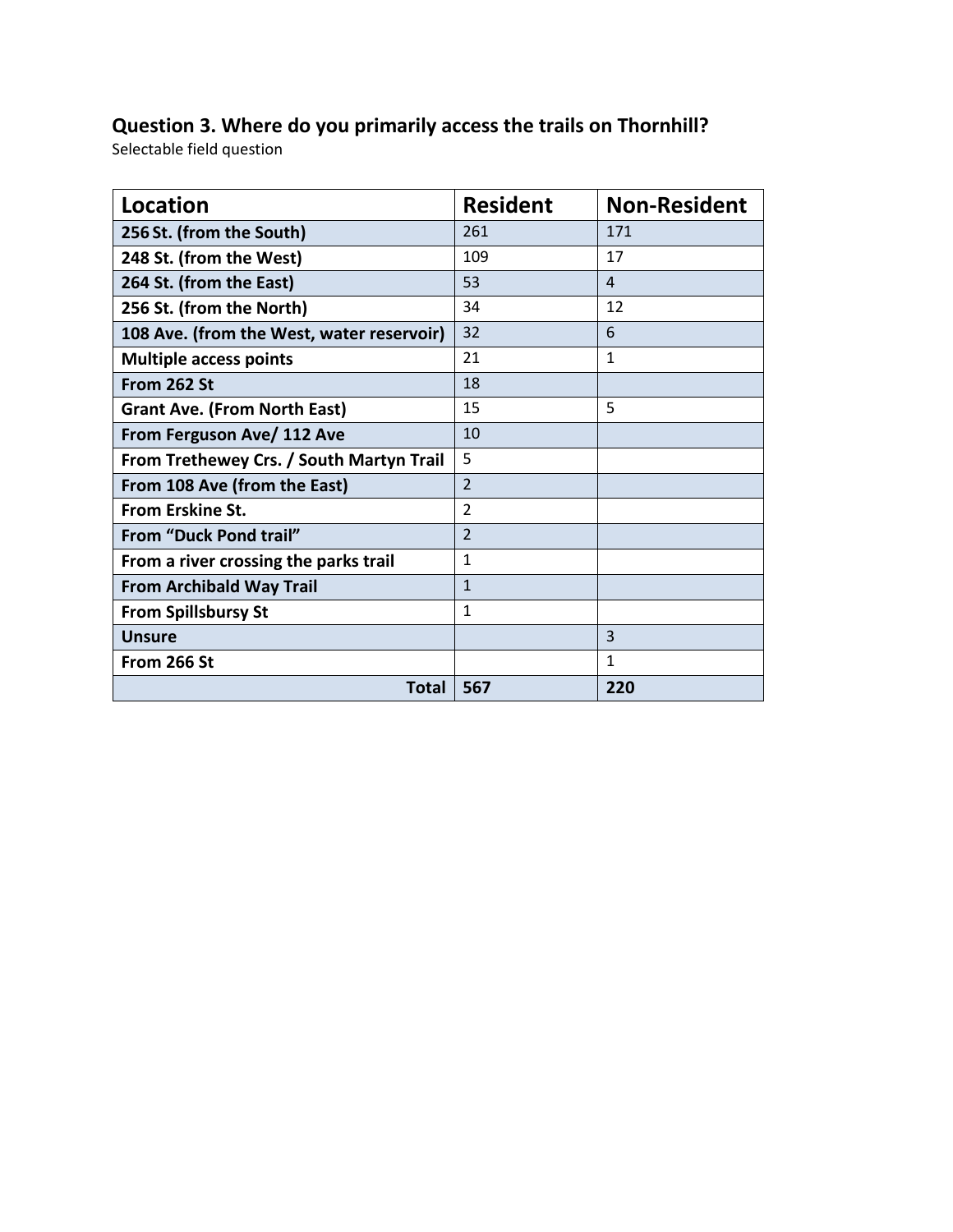## Question 3. Where do you primarily access the trails on Thornhill?

Selectable field question

| Location | Resident | Non-Resident |
|---|---|---|
| 256 St. (from the South) | 261 | 171 |
| 248 St. (from the West) | 109 | 17 |
| 264 St. (from the East) | 53 | 4 |
| 256 St. (from the North) | 34 | 12 |
| 108 Ave. (from the West, water reservoir) | 32 | 6 |
| Multiple access points | 21 | 1 |
| From 262 St | 18 | |
| Grant Ave. (From North East) | 15 | 5 |
| From Ferguson Ave/ 112 Ave | 10 | |
| From Trethewey Crs. / South Martyn Trail | 5 | |
| From 108 Ave (from the East) | 2 | |
| From Erskine St. | 2 | |
| From “Duck Pond trail” | 2 | |
| From a river crossing the parks trail | 1 | |
| From Archibald Way Trail | 1 | |
| From Spillsbursy St | 1 | |
| Unsure | | 3 |
| From 266 St | | 1 |
| **Total** | **567** | **220** |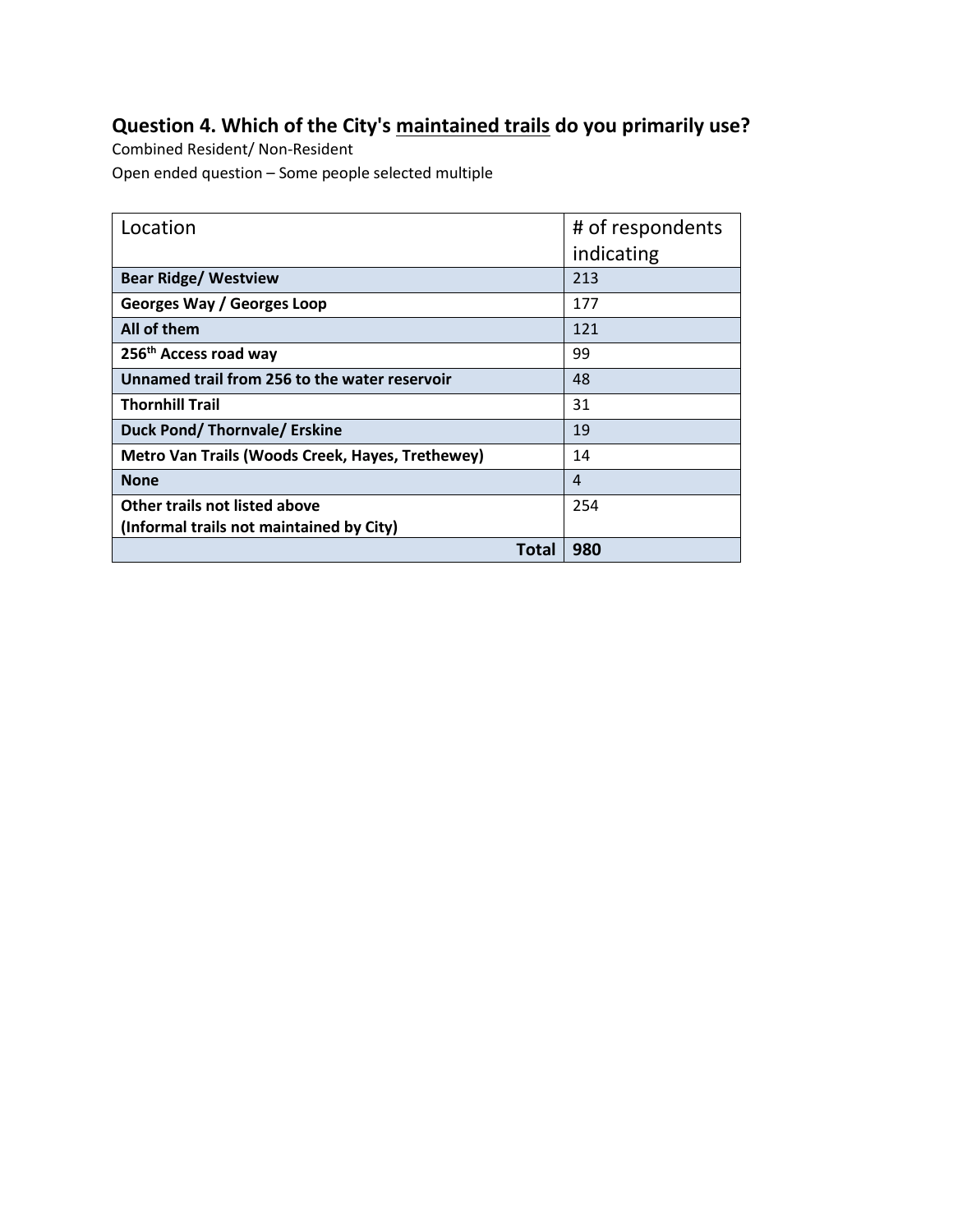### Question 4. Which of the City's maintained trails do you primarily use?

Combined Resident/ Non-Resident

Open ended question – Some people selected multiple

| Location | # of respondents indicating |
|---|---|
| **Bear Ridge/ Westview** | 213 |
| **Georges Way / Georges Loop** | 177 |
| **All of them** | 121 |
| **256th Access road way** | 99 |
| **Unnamed trail from 256 to the water reservoir** | 48 |
| **Thornhill Trail** | 31 |
| **Duck Pond/ Thornvale/ Erskine** | 19 |
| **Metro Van Trails (Woods Creek, Hayes, Trethewey)** | 14 |
| **None** | 4 |
| **Other trails not listed above (Informal trails not maintained by City)** | 254 |
| **Total** | **980** |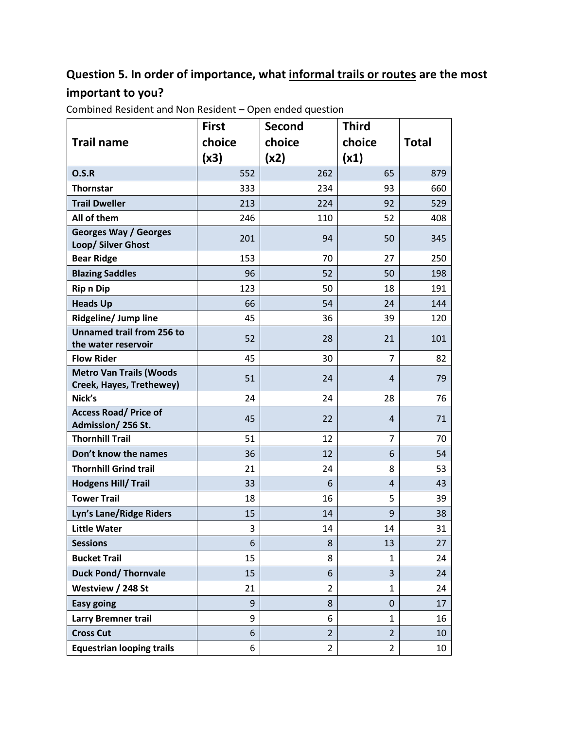## Question 5. In order of importance, what <u>informal trails or routes</u> are the most important to you?

Combined Resident and Non Resident – Open ended question

| Trail name | First choice (x3) | Second choice (x2) | Third choice (x1) | Total |
|---|---|---|---|---|
| O.S.R | 552 | 262 | 65 | 879 |
| Thornstar | 333 | 234 | 93 | 660 |
| Trail Dweller | 213 | 224 | 92 | 529 |
| All of them | 246 | 110 | 52 | 408 |
| Georges Way / Georges Loop/ Silver Ghost | 201 | 94 | 50 | 345 |
| Bear Ridge | 153 | 70 | 27 | 250 |
| Blazing Saddles | 96 | 52 | 50 | 198 |
| Rip n Dip | 123 | 50 | 18 | 191 |
| Heads Up | 66 | 54 | 24 | 144 |
| Ridgeline/ Jump line | 45 | 36 | 39 | 120 |
| Unnamed trail from 256 to the water reservoir | 52 | 28 | 21 | 101 |
| Flow Rider | 45 | 30 | 7 | 82 |
| Metro Van Trails (Woods Creek, Hayes, Trethewey) | 51 | 24 | 4 | 79 |
| Nick's | 24 | 24 | 28 | 76 |
| Access Road/ Price of Admission/ 256 St. | 45 | 22 | 4 | 71 |
| Thornhill Trail | 51 | 12 | 7 | 70 |
| Don't know the names | 36 | 12 | 6 | 54 |
| Thornhill Grind trail | 21 | 24 | 8 | 53 |
| Hodgens Hill/ Trail | 33 | 6 | 4 | 43 |
| Tower Trail | 18 | 16 | 5 | 39 |
| Lyn's Lane/Ridge Riders | 15 | 14 | 9 | 38 |
| Little Water | 3 | 14 | 14 | 31 |
| Sessions | 6 | 8 | 13 | 27 |
| Bucket Trail | 15 | 8 | 1 | 24 |
| Duck Pond/ Thornvale | 15 | 6 | 3 | 24 |
| Westview / 248 St | 21 | 2 | 1 | 24 |
| Easy going | 9 | 8 | 0 | 17 |
| Larry Bremner trail | 9 | 6 | 1 | 16 |
| Cross Cut | 6 | 2 | 2 | 10 |
| Equestrian looping trails | 6 | 2 | 2 | 10 |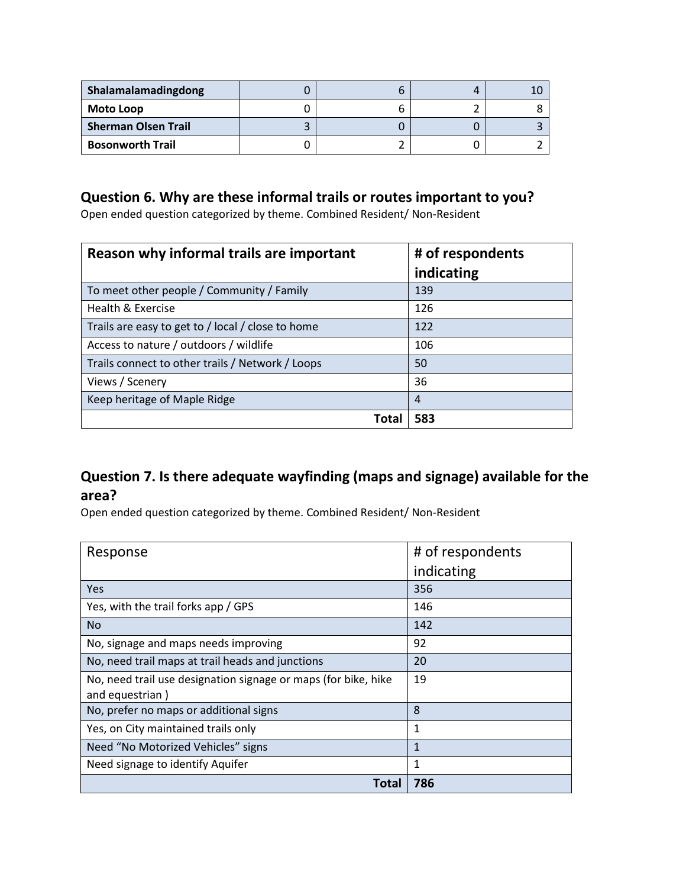| | | | | |
|---|---|---|---|---|
| **Shalamalamadingdong** | 0 | 6 | 4 | 10 |
| **Moto Loop** | 0 | 6 | 2 | 8 |
| **Sherman Olsen Trail** | 3 | 0 | 0 | 3 |
| **Bosonworth Trail** | 0 | 2 | 0 | 2 |

## Question 6. Why are these informal trails or routes important to you?

Open ended question categorized by theme. Combined Resident/ Non-Resident

| Reason why informal trails are important | # of respondents indicating |
|---|---|
| To meet other people / Community / Family | 139 |
| Health & Exercise | 126 |
| Trails are easy to get to / local / close to home | 122 |
| Access to nature / outdoors / wildlife | 106 |
| Trails connect to other trails / Network / Loops | 50 |
| Views / Scenery | 36 |
| Keep heritage of Maple Ridge | 4 |
| **Total** | **583** |

## Question 7. Is there adequate wayfinding (maps and signage) available for the area?

Open ended question categorized by theme. Combined Resident/ Non-Resident

| Response | # of respondents indicating |
|---|---|
| Yes | 356 |
| Yes, with the trail forks app / GPS | 146 |
| No | 142 |
| No, signage and maps needs improving | 92 |
| No, need trail maps at trail heads and junctions | 20 |
| No, need trail use designation signage or maps (for bike, hike and equestrian ) | 19 |
| No, prefer no maps or additional signs | 8 |
| Yes, on City maintained trails only | 1 |
| Need "No Motorized Vehicles" signs | 1 |
| Need signage to identify Aquifer | 1 |
| **Total** | **786** |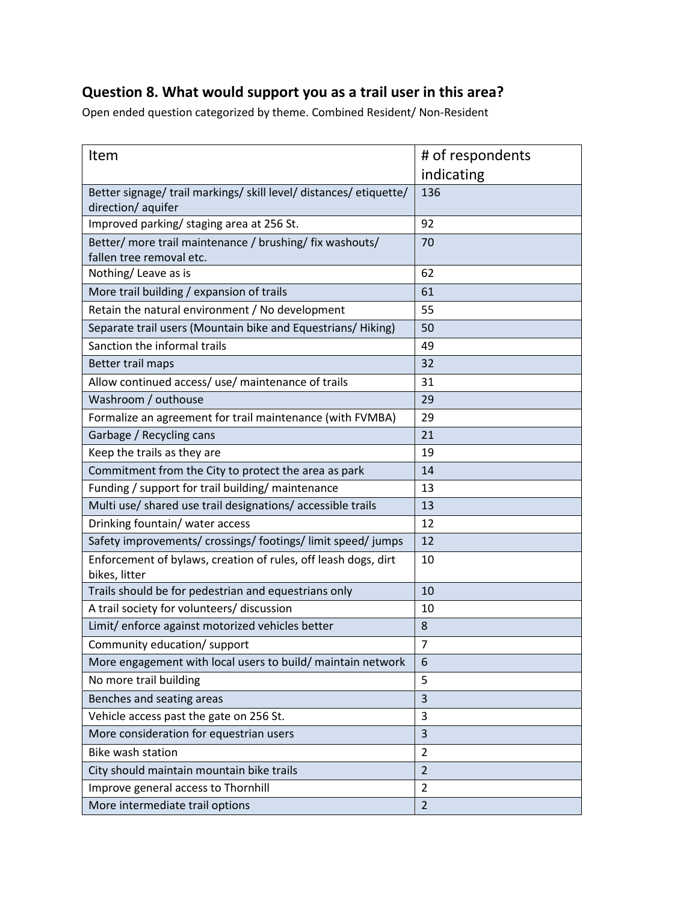## Question 8. What would support you as a trail user in this area?

Open ended question categorized by theme. Combined Resident/ Non-Resident

| Item | # of respondents indicating |
|---|---|
| Better signage/ trail markings/ skill level/ distances/ etiquette/ direction/ aquifer | 136 |
| Improved parking/ staging area at 256 St. | 92 |
| Better/ more trail maintenance / brushing/ fix washouts/ fallen tree removal etc. | 70 |
| Nothing/ Leave as is | 62 |
| More trail building / expansion of trails | 61 |
| Retain the natural environment / No development | 55 |
| Separate trail users (Mountain bike and Equestrians/ Hiking) | 50 |
| Sanction the informal trails | 49 |
| Better trail maps | 32 |
| Allow continued access/ use/ maintenance of trails | 31 |
| Washroom / outhouse | 29 |
| Formalize an agreement for trail maintenance (with FVMBA) | 29 |
| Garbage / Recycling cans | 21 |
| Keep the trails as they are | 19 |
| Commitment from the City to protect the area as park | 14 |
| Funding / support for trail building/ maintenance | 13 |
| Multi use/ shared use trail designations/ accessible trails | 13 |
| Drinking fountain/ water access | 12 |
| Safety improvements/ crossings/ footings/ limit speed/ jumps | 12 |
| Enforcement of bylaws, creation of rules, off leash dogs, dirt bikes, litter | 10 |
| Trails should be for pedestrian and equestrians only | 10 |
| A trail society for volunteers/ discussion | 10 |
| Limit/ enforce against motorized vehicles better | 8 |
| Community education/ support | 7 |
| More engagement with local users to build/ maintain network | 6 |
| No more trail building | 5 |
| Benches and seating areas | 3 |
| Vehicle access past the gate on 256 St. | 3 |
| More consideration for equestrian users | 3 |
| Bike wash station | 2 |
| City should maintain mountain bike trails | 2 |
| Improve general access to Thornhill | 2 |
| More intermediate trail options | 2 |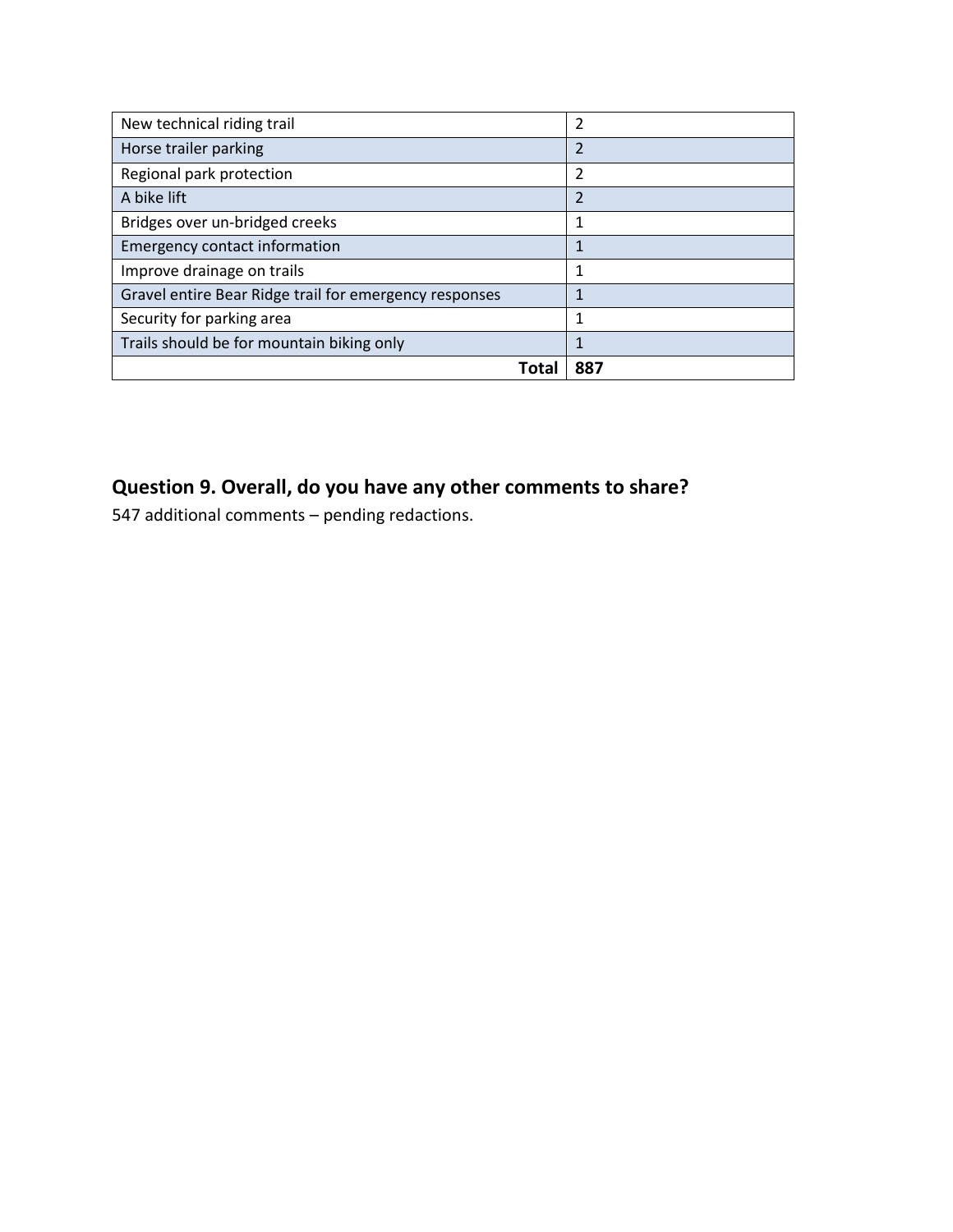| | |
|---|---|
| New technical riding trail | 2 |
| Horse trailer parking | 2 |
| Regional park protection | 2 |
| A bike lift | 2 |
| Bridges over un-bridged creeks | 1 |
| Emergency contact information | 1 |
| Improve drainage on trails | 1 |
| Gravel entire Bear Ridge trail for emergency responses | 1 |
| Security for parking area | 1 |
| Trails should be for mountain biking only | 1 |
| **Total** | **887** |

## Question 9. Overall, do you have any other comments to share?

547 additional comments – pending redactions.